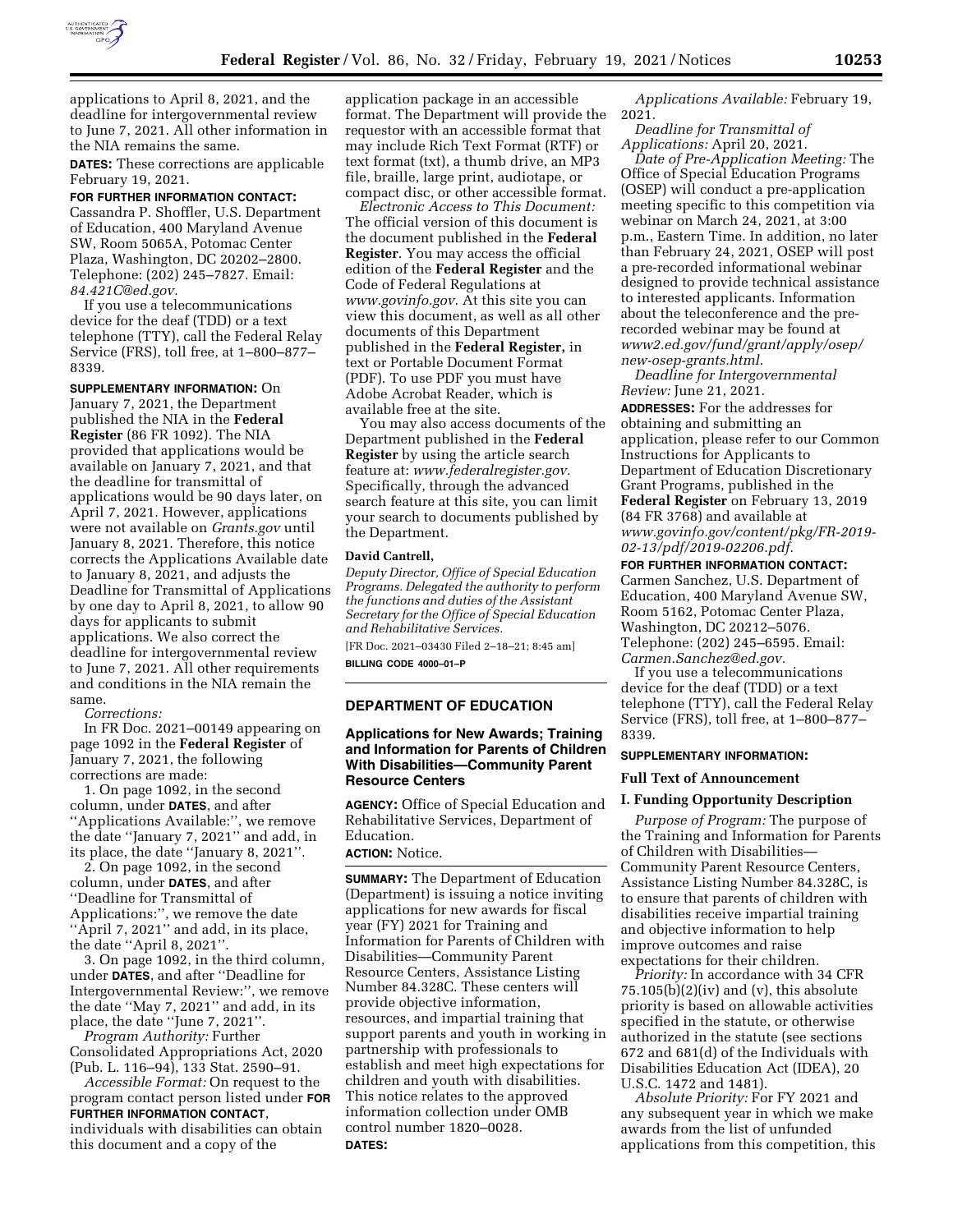applications to April 8, 2021, and the deadline for intergovernmental review to June 7, 2021. All other information in the NIA remains the same.

**DATES:** These corrections are applicable February 19, 2021.

**FOR FURTHER INFORMATION CONTACT:** Cassandra P. Shoffler, U.S. Department of Education, 400 Maryland Avenue SW, Room 5065A, Potomac Center Plaza, Washington, DC 20202–2800. Telephone: (202) 245–7827. Email: *84.421C@ed.gov.*

If you use a telecommunications device for the deaf (TDD) or a text telephone (TTY), call the Federal Relay Service (FRS), toll free, at 1–800–877–8339.

**SUPPLEMENTARY INFORMATION:** On January 7, 2021, the Department published the NIA in the **Federal Register** (86 FR 1092). The NIA provided that applications would be available on January 7, 2021, and that the deadline for transmittal of applications would be 90 days later, on April 7, 2021. However, applications were not available on *Grants.gov* until January 8, 2021. Therefore, this notice corrects the Applications Available date to January 8, 2021, and adjusts the Deadline for Transmittal of Applications by one day to April 8, 2021, to allow 90 days for applicants to submit applications. We also correct the deadline for intergovernmental review to June 7, 2021. All other requirements and conditions in the NIA remain the same.

*Corrections:*

In FR Doc. 2021–00149 appearing on page 1092 in the **Federal Register** of January 7, 2021, the following corrections are made:

1. On page 1092, in the second column, under **DATES**, and after ''Applications Available:'', we remove the date ''January 7, 2021'' and add, in its place, the date ''January 8, 2021''.

2. On page 1092, in the second column, under **DATES**, and after ''Deadline for Transmittal of Applications:'', we remove the date ''April 7, 2021'' and add, in its place, the date ''April 8, 2021''.

3. On page 1092, in the third column, under **DATES**, and after ''Deadline for Intergovernmental Review:'', we remove the date ''May 7, 2021'' and add, in its place, the date ''June 7, 2021''.

*Program Authority:* Further Consolidated Appropriations Act, 2020 (Pub. L. 116–94), 133 Stat. 2590–91.

*Accessible Format:* On request to the program contact person listed under **FOR FURTHER INFORMATION CONTACT**, individuals with disabilities can obtain this document and a copy of the application package in an accessible format. The Department will provide the requestor with an accessible format that may include Rich Text Format (RTF) or text format (txt), a thumb drive, an MP3 file, braille, large print, audiotape, or compact disc, or other accessible format.

*Electronic Access to This Document:* The official version of this document is the document published in the **Federal Register**. You may access the official edition of the **Federal Register** and the Code of Federal Regulations at *www.govinfo.gov.* At this site you can view this document, as well as all other documents of this Department published in the **Federal Register,** in text or Portable Document Format (PDF). To use PDF you must have Adobe Acrobat Reader, which is available free at the site.

You may also access documents of the Department published in the **Federal Register** by using the article search feature at: *www.federalregister.gov.* Specifically, through the advanced search feature at this site, you can limit your search to documents published by the Department.

**David Cantrell,**

*Deputy Director, Office of Special Education Programs. Delegated the authority to perform the functions and duties of the Assistant Secretary for the Office of Special Education and Rehabilitative Services.*

[FR Doc. 2021–03430 Filed 2–18–21; 8:45 am]

**BILLING CODE 4000–01–P**

## DEPARTMENT OF EDUCATION

### Applications for New Awards; Training and Information for Parents of Children With Disabilities—Community Parent Resource Centers

**AGENCY:** Office of Special Education and Rehabilitative Services, Department of Education.

**ACTION:** Notice.

**SUMMARY:** The Department of Education (Department) is issuing a notice inviting applications for new awards for fiscal year (FY) 2021 for Training and Information for Parents of Children with Disabilities—Community Parent Resource Centers, Assistance Listing Number 84.328C. These centers will provide objective information, resources, and impartial training that support parents and youth in working in partnership with professionals to establish and meet high expectations for children and youth with disabilities. This notice relates to the approved information collection under OMB control number 1820–0028.

**DATES:**

*Applications Available:* February 19, 2021.

*Deadline for Transmittal of Applications:* April 20, 2021.

*Date of Pre-Application Meeting:* The Office of Special Education Programs (OSEP) will conduct a pre-application meeting specific to this competition via webinar on March 24, 2021, at 3:00 p.m., Eastern Time. In addition, no later than February 24, 2021, OSEP will post a pre-recorded informational webinar designed to provide technical assistance to interested applicants. Information about the teleconference and the pre-recorded webinar may be found at *www2.ed.gov/fund/grant/apply/osep/new-osep-grants.html.*

*Deadline for Intergovernmental Review:* June 21, 2021.

**ADDRESSES:** For the addresses for obtaining and submitting an application, please refer to our Common Instructions for Applicants to Department of Education Discretionary Grant Programs, published in the **Federal Register** on February 13, 2019 (84 FR 3768) and available at *www.govinfo.gov/content/pkg/FR-2019-02-13/pdf/2019-02206.pdf.*

**FOR FURTHER INFORMATION CONTACT:** Carmen Sanchez, U.S. Department of Education, 400 Maryland Avenue SW, Room 5162, Potomac Center Plaza, Washington, DC 20212–5076. Telephone: (202) 245–6595. Email: *Carmen.Sanchez@ed.gov.*

If you use a telecommunications device for the deaf (TDD) or a text telephone (TTY), call the Federal Relay Service (FRS), toll free, at 1–800–877–8339.

**SUPPLEMENTARY INFORMATION:**

### Full Text of Announcement

### I. Funding Opportunity Description

*Purpose of Program:* The purpose of the Training and Information for Parents of Children with Disabilities—Community Parent Resource Centers, Assistance Listing Number 84.328C, is to ensure that parents of children with disabilities receive impartial training and objective information to help improve outcomes and raise expectations for their children.

*Priority:* In accordance with 34 CFR 75.105(b)(2)(iv) and (v), this absolute priority is based on allowable activities specified in the statute, or otherwise authorized in the statute (see sections 672 and 681(d) of the Individuals with Disabilities Education Act (IDEA), 20 U.S.C. 1472 and 1481).

*Absolute Priority:* For FY 2021 and any subsequent year in which we make awards from the list of unfunded applications from this competition, this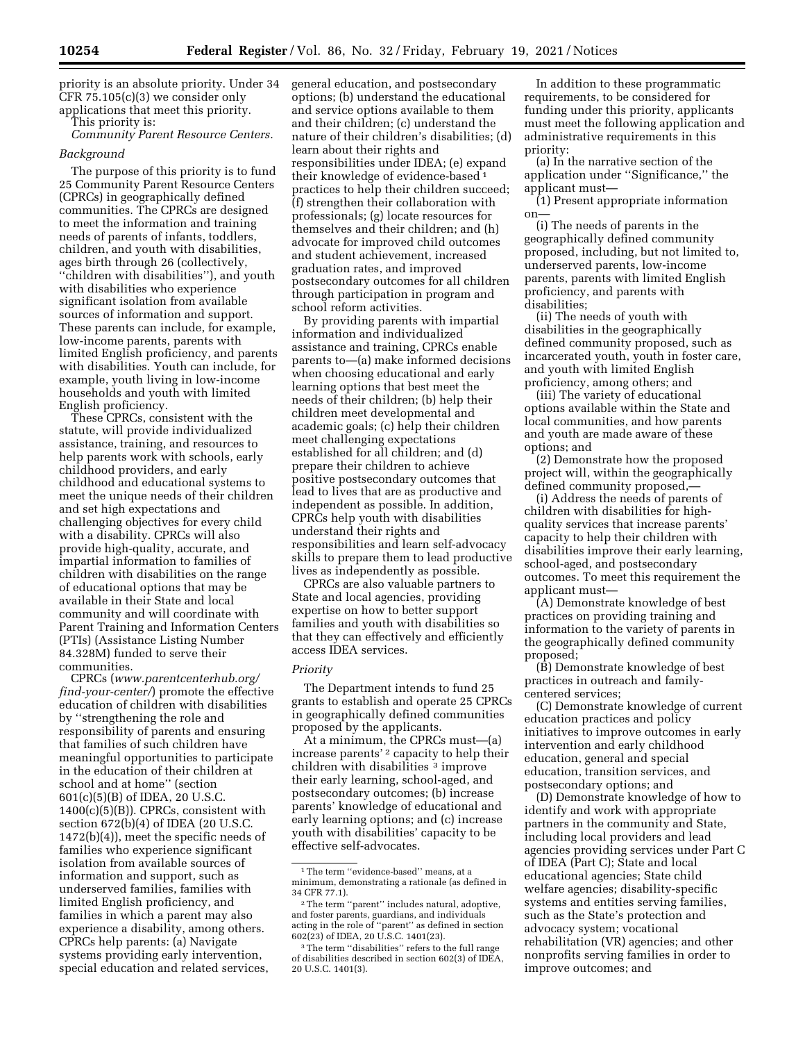priority is an absolute priority. Under 34 CFR 75.105(c)(3) we consider only applications that meet this priority.

This priority is:

*Community Parent Resource Centers.*

*Background*

The purpose of this priority is to fund 25 Community Parent Resource Centers (CPRCs) in geographically defined communities. The CPRCs are designed to meet the information and training needs of parents of infants, toddlers, children, and youth with disabilities, ages birth through 26 (collectively, ''children with disabilities''), and youth with disabilities who experience significant isolation from available sources of information and support. These parents can include, for example, low-income parents, parents with limited English proficiency, and parents with disabilities. Youth can include, for example, youth living in low-income households and youth with limited English proficiency.

These CPRCs, consistent with the statute, will provide individualized assistance, training, and resources to help parents work with schools, early childhood providers, and early childhood and educational systems to meet the unique needs of their children and set high expectations and challenging objectives for every child with a disability. CPRCs will also provide high-quality, accurate, and impartial information to families of children with disabilities on the range of educational options that may be available in their State and local community and will coordinate with Parent Training and Information Centers (PTIs) (Assistance Listing Number 84.328M) funded to serve their communities.

CPRCs (*www.parentcenterhub.org/find-your-center/*) promote the effective education of children with disabilities by ''strengthening the role and responsibility of parents and ensuring that families of such children have meaningful opportunities to participate in the education of their children at school and at home'' (section 601(c)(5)(B) of IDEA, 20 U.S.C. 1400(c)(5)(B)). CPRCs, consistent with section 672(b)(4) of IDEA (20 U.S.C. 1472(b)(4)), meet the specific needs of families who experience significant isolation from available sources of information and support, such as underserved families, families with limited English proficiency, and families in which a parent may also experience a disability, among others. CPRCs help parents: (a) Navigate systems providing early intervention, special education and related services, general education, and postsecondary options; (b) understand the educational and service options available to them and their children; (c) understand the nature of their children's disabilities; (d) learn about their rights and responsibilities under IDEA; (e) expand their knowledge of evidence-based [1] practices to help their children succeed; (f) strengthen their collaboration with professionals; (g) locate resources for themselves and their children; and (h) advocate for improved child outcomes and student achievement, increased graduation rates, and improved postsecondary outcomes for all children through participation in program and school reform activities.

By providing parents with impartial information and individualized assistance and training, CPRCs enable parents to—(a) make informed decisions when choosing educational and early learning options that best meet the needs of their children; (b) help their children meet developmental and academic goals; (c) help their children meet challenging expectations established for all children; and (d) prepare their children to achieve positive postsecondary outcomes that lead to lives that are as productive and independent as possible. In addition, CPRCs help youth with disabilities understand their rights and responsibilities and learn self-advocacy skills to prepare them to lead productive lives as independently as possible.

CPRCs are also valuable partners to State and local agencies, providing expertise on how to better support families and youth with disabilities so that they can effectively and efficiently access IDEA services.

*Priority*

The Department intends to fund 25 grants to establish and operate 25 CPRCs in geographically defined communities proposed by the applicants.

At a minimum, the CPRCs must—(a) increase parents' [2] capacity to help their children with disabilities [3] improve their early learning, school-aged, and postsecondary outcomes; (b) increase parents' knowledge of educational and early learning options; and (c) increase youth with disabilities' capacity to be effective self-advocates.

In addition to these programmatic requirements, to be considered for funding under this priority, applicants must meet the following application and administrative requirements in this priority:

(a) In the narrative section of the application under ''Significance,'' the applicant must—

(1) Present appropriate information on—

(i) The needs of parents in the geographically defined community proposed, including, but not limited to, underserved parents, low-income parents, parents with limited English proficiency, and parents with disabilities;

(ii) The needs of youth with disabilities in the geographically defined community proposed, such as incarcerated youth, youth in foster care, and youth with limited English proficiency, among others; and

(iii) The variety of educational options available within the State and local communities, and how parents and youth are made aware of these options; and

(2) Demonstrate how the proposed project will, within the geographically defined community proposed,—

(i) Address the needs of parents of children with disabilities for high-quality services that increase parents' capacity to help their children with disabilities improve their early learning, school-aged, and postsecondary outcomes. To meet this requirement the applicant must—

(A) Demonstrate knowledge of best practices on providing training and information to the variety of parents in the geographically defined community proposed;

(B) Demonstrate knowledge of best practices in outreach and family-centered services;

(C) Demonstrate knowledge of current education practices and policy initiatives to improve outcomes in early intervention and early childhood education, general and special education, transition services, and postsecondary options; and

(D) Demonstrate knowledge of how to identify and work with appropriate partners in the community and State, including local providers and lead agencies providing services under Part C of IDEA (Part C); State and local educational agencies; State child welfare agencies; disability-specific systems and entities serving families, such as the State's protection and advocacy system; vocational rehabilitation (VR) agencies; and other nonprofits serving families in order to improve outcomes; and

---

[1] The term ''evidence-based'' means, at a minimum, demonstrating a rationale (as defined in 34 CFR 77.1).

[2] The term ''parent'' includes natural, adoptive, and foster parents, guardians, and individuals acting in the role of ''parent'' as defined in section 602(23) of IDEA, 20 U.S.C. 1401(23).

[3] The term ''disabilities'' refers to the full range of disabilities described in section 602(3) of IDEA, 20 U.S.C. 1401(3).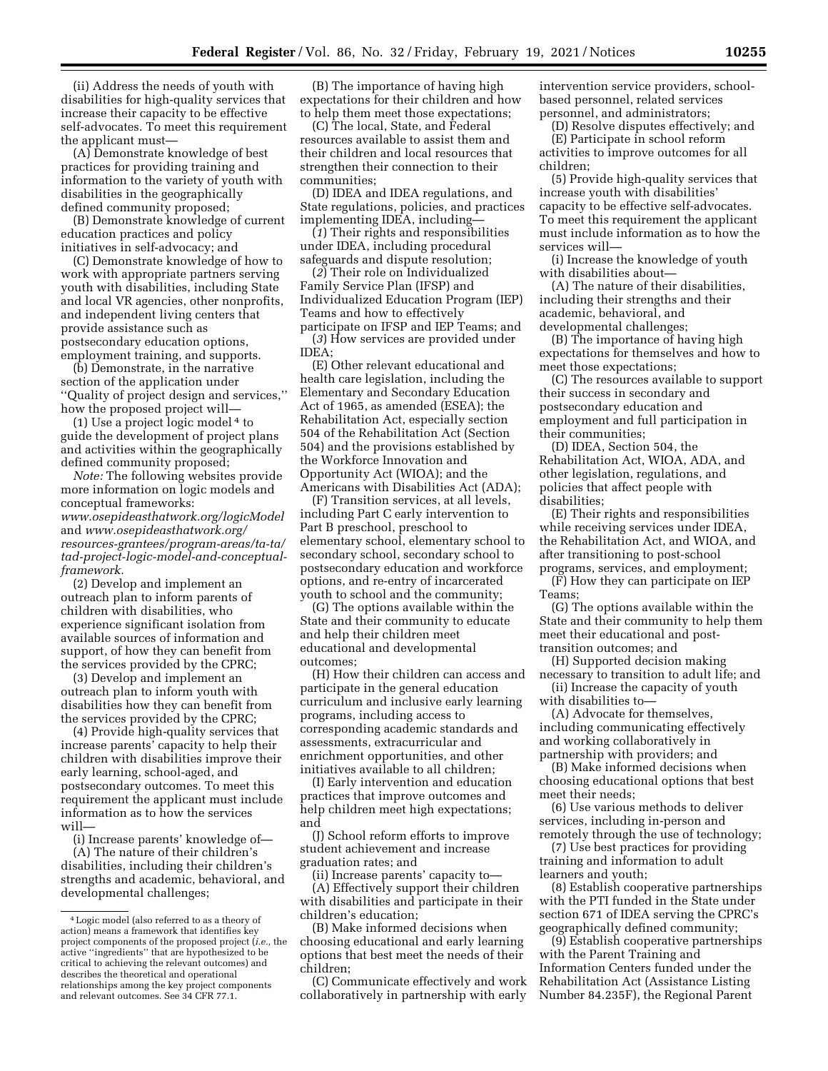(ii) Address the needs of youth with disabilities for high-quality services that increase their capacity to be effective self-advocates. To meet this requirement the applicant must—

(A) Demonstrate knowledge of best practices for providing training and information to the variety of youth with disabilities in the geographically defined community proposed;

(B) Demonstrate knowledge of current education practices and policy initiatives in self-advocacy; and

(C) Demonstrate knowledge of how to work with appropriate partners serving youth with disabilities, including State and local VR agencies, other nonprofits, and independent living centers that provide assistance such as postsecondary education options, employment training, and supports.

(b) Demonstrate, in the narrative section of the application under ''Quality of project design and services,'' how the proposed project will—

(1) Use a project logic model [4] to guide the development of project plans and activities within the geographically defined community proposed;

*Note:* The following websites provide more information on logic models and conceptual frameworks: *www.osepideasthatwork.org/logicModel* and *www.osepideasthatwork.org/resources-grantees/program-areas/ta-ta/tad-project-logic-model-and-conceptual-framework.*

(2) Develop and implement an outreach plan to inform parents of children with disabilities, who experience significant isolation from available sources of information and support, of how they can benefit from the services provided by the CPRC;

(3) Develop and implement an outreach plan to inform youth with disabilities how they can benefit from the services provided by the CPRC;

(4) Provide high-quality services that increase parents' capacity to help their children with disabilities improve their early learning, school-aged, and postsecondary outcomes. To meet this requirement the applicant must include information as to how the services will—

(i) Increase parents' knowledge of—

(A) The nature of their children's disabilities, including their children's strengths and academic, behavioral, and developmental challenges;

(B) The importance of having high expectations for their children and how to help them meet those expectations;

(C) The local, State, and Federal resources available to assist them and their children and local resources that strengthen their connection to their communities;

(D) IDEA and IDEA regulations, and State regulations, policies, and practices implementing IDEA, including—

(*1*) Their rights and responsibilities under IDEA, including procedural safeguards and dispute resolution;

(*2*) Their role on Individualized Family Service Plan (IFSP) and Individualized Education Program (IEP) Teams and how to effectively participate on IFSP and IEP Teams; and

(*3*) How services are provided under IDEA;

(E) Other relevant educational and health care legislation, including the Elementary and Secondary Education Act of 1965, as amended (ESEA); the Rehabilitation Act, especially section 504 of the Rehabilitation Act (Section 504) and the provisions established by the Workforce Innovation and Opportunity Act (WIOA); and the Americans with Disabilities Act (ADA);

(F) Transition services, at all levels, including Part C early intervention to Part B preschool, preschool to elementary school, elementary school to secondary school, secondary school to postsecondary education and workforce options, and re-entry of incarcerated youth to school and the community;

(G) The options available within the State and their community to educate and help their children meet educational and developmental outcomes;

(H) How their children can access and participate in the general education curriculum and inclusive early learning programs, including access to corresponding academic standards and assessments, extracurricular and enrichment opportunities, and other initiatives available to all children;

(I) Early intervention and education practices that improve outcomes and help children meet high expectations; and

(J) School reform efforts to improve student achievement and increase graduation rates; and

(ii) Increase parents' capacity to—

(A) Effectively support their children with disabilities and participate in their children's education;

(B) Make informed decisions when choosing educational and early learning options that best meet the needs of their children;

(C) Communicate effectively and work collaboratively in partnership with early intervention service providers, school-based personnel, related services personnel, and administrators;

(D) Resolve disputes effectively; and

(E) Participate in school reform activities to improve outcomes for all children;

(5) Provide high-quality services that increase youth with disabilities' capacity to be effective self-advocates. To meet this requirement the applicant must include information as to how the services will—

(i) Increase the knowledge of youth with disabilities about—

(A) The nature of their disabilities, including their strengths and their academic, behavioral, and developmental challenges;

(B) The importance of having high expectations for themselves and how to meet those expectations;

(C) The resources available to support their success in secondary and postsecondary education and employment and full participation in their communities;

(D) IDEA, Section 504, the Rehabilitation Act, WIOA, ADA, and other legislation, regulations, and policies that affect people with disabilities;

(E) Their rights and responsibilities while receiving services under IDEA, the Rehabilitation Act, and WIOA, and after transitioning to post-school programs, services, and employment;

(F) How they can participate on IEP Teams;

(G) The options available within the State and their community to help them meet their educational and post-transition outcomes; and

(H) Supported decision making necessary to transition to adult life; and

(ii) Increase the capacity of youth with disabilities to—

(A) Advocate for themselves, including communicating effectively and working collaboratively in partnership with providers; and

(B) Make informed decisions when choosing educational options that best meet their needs;

(6) Use various methods to deliver services, including in-person and remotely through the use of technology;

(7) Use best practices for providing training and information to adult learners and youth;

(8) Establish cooperative partnerships with the PTI funded in the State under section 671 of IDEA serving the CPRC's geographically defined community;

(9) Establish cooperative partnerships with the Parent Training and Information Centers funded under the Rehabilitation Act (Assistance Listing Number 84.235F), the Regional Parent

[4] Logic model (also referred to as a theory of action) means a framework that identifies key project components of the proposed project (*i.e.,* the active ''ingredients'' that are hypothesized to be critical to achieving the relevant outcomes) and describes the theoretical and operational relationships among the key project components and relevant outcomes. See 34 CFR 77.1.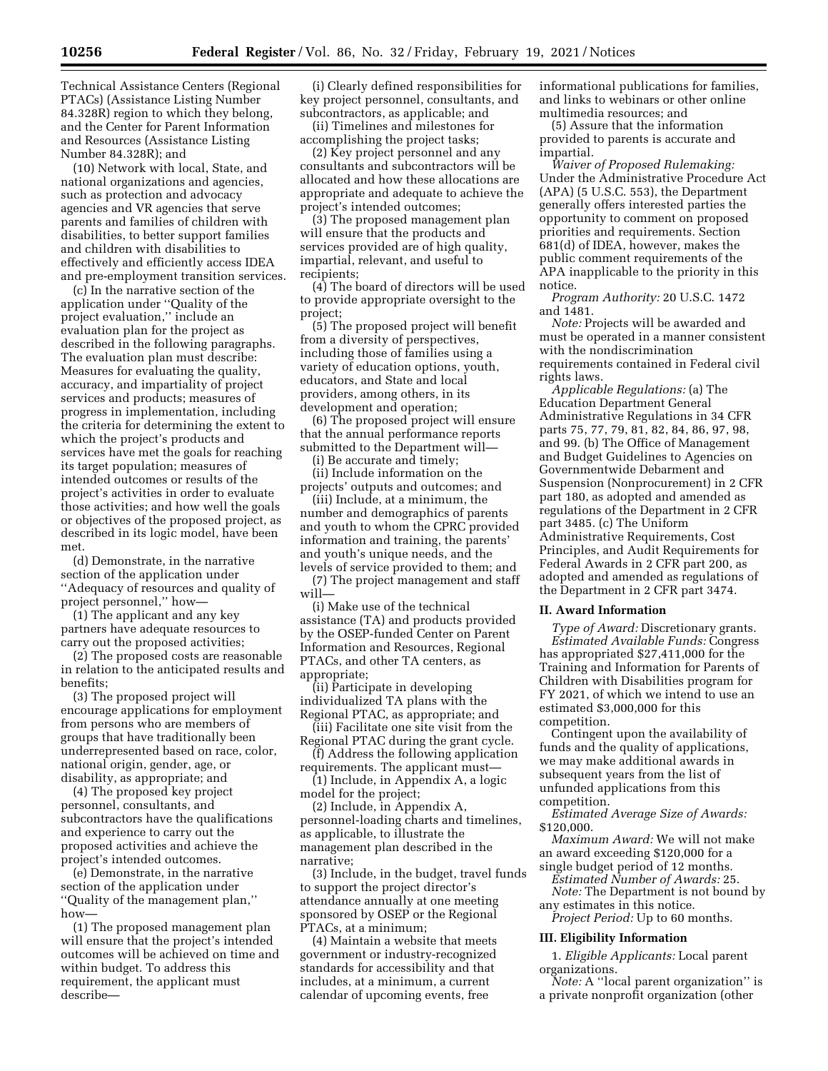Technical Assistance Centers (Regional PTACs) (Assistance Listing Number 84.328R) region to which they belong, and the Center for Parent Information and Resources (Assistance Listing Number 84.328R); and

(10) Network with local, State, and national organizations and agencies, such as protection and advocacy agencies and VR agencies that serve parents and families of children with disabilities, to better support families and children with disabilities to effectively and efficiently access IDEA and pre-employment transition services.

(c) In the narrative section of the application under ''Quality of the project evaluation,'' include an evaluation plan for the project as described in the following paragraphs. The evaluation plan must describe: Measures for evaluating the quality, accuracy, and impartiality of project services and products; measures of progress in implementation, including the criteria for determining the extent to which the project's products and services have met the goals for reaching its target population; measures of intended outcomes or results of the project's activities in order to evaluate those activities; and how well the goals or objectives of the proposed project, as described in its logic model, have been met.

(d) Demonstrate, in the narrative section of the application under ''Adequacy of resources and quality of project personnel,'' how—

(1) The applicant and any key partners have adequate resources to carry out the proposed activities;

(2) The proposed costs are reasonable in relation to the anticipated results and benefits;

(3) The proposed project will encourage applications for employment from persons who are members of groups that have traditionally been underrepresented based on race, color, national origin, gender, age, or disability, as appropriate; and

(4) The proposed key project personnel, consultants, and subcontractors have the qualifications and experience to carry out the proposed activities and achieve the project's intended outcomes.

(e) Demonstrate, in the narrative section of the application under ''Quality of the management plan,'' how—

(1) The proposed management plan will ensure that the project's intended outcomes will be achieved on time and within budget. To address this requirement, the applicant must describe—

(i) Clearly defined responsibilities for key project personnel, consultants, and subcontractors, as applicable; and

(ii) Timelines and milestones for accomplishing the project tasks;

(2) Key project personnel and any consultants and subcontractors will be allocated and how these allocations are appropriate and adequate to achieve the project's intended outcomes;

(3) The proposed management plan will ensure that the products and services provided are of high quality, impartial, relevant, and useful to recipients;

(4) The board of directors will be used to provide appropriate oversight to the project;

(5) The proposed project will benefit from a diversity of perspectives, including those of families using a variety of education options, youth, educators, and State and local providers, among others, in its development and operation;

(6) The proposed project will ensure that the annual performance reports submitted to the Department will—

(i) Be accurate and timely;

(ii) Include information on the projects' outputs and outcomes; and

(iii) Include, at a minimum, the number and demographics of parents and youth to whom the CPRC provided information and training, the parents' and youth's unique needs, and the levels of service provided to them; and

(7) The project management and staff will—

(i) Make use of the technical assistance (TA) and products provided by the OSEP-funded Center on Parent Information and Resources, Regional PTACs, and other TA centers, as appropriate;

(ii) Participate in developing individualized TA plans with the Regional PTAC, as appropriate; and

(iii) Facilitate one site visit from the Regional PTAC during the grant cycle.

(f) Address the following application requirements. The applicant must—

(1) Include, in Appendix A, a logic model for the project;

(2) Include, in Appendix A, personnel-loading charts and timelines, as applicable, to illustrate the management plan described in the narrative;

(3) Include, in the budget, travel funds to support the project director's attendance annually at one meeting sponsored by OSEP or the Regional PTACs, at a minimum;

(4) Maintain a website that meets government or industry-recognized standards for accessibility and that includes, at a minimum, a current calendar of upcoming events, free informational publications for families, and links to webinars or other online multimedia resources; and

(5) Assure that the information provided to parents is accurate and impartial.

*Waiver of Proposed Rulemaking:* Under the Administrative Procedure Act (APA) (5 U.S.C. 553), the Department generally offers interested parties the opportunity to comment on proposed priorities and requirements. Section 681(d) of IDEA, however, makes the public comment requirements of the APA inapplicable to the priority in this notice.

*Program Authority:* 20 U.S.C. 1472 and 1481.

*Note:* Projects will be awarded and must be operated in a manner consistent with the nondiscrimination requirements contained in Federal civil rights laws.

*Applicable Regulations:* (a) The Education Department General Administrative Regulations in 34 CFR parts 75, 77, 79, 81, 82, 84, 86, 97, 98, and 99. (b) The Office of Management and Budget Guidelines to Agencies on Governmentwide Debarment and Suspension (Nonprocurement) in 2 CFR part 180, as adopted and amended as regulations of the Department in 2 CFR part 3485. (c) The Uniform Administrative Requirements, Cost Principles, and Audit Requirements for Federal Awards in 2 CFR part 200, as adopted and amended as regulations of the Department in 2 CFR part 3474.

## II. Award Information

*Type of Award:* Discretionary grants.

*Estimated Available Funds:* Congress has appropriated $27,411,000 for the Training and Information for Parents of Children with Disabilities program for FY 2021, of which we intend to use an estimated $3,000,000 for this competition.

Contingent upon the availability of funds and the quality of applications, we may make additional awards in subsequent years from the list of unfunded applications from this competition.

*Estimated Average Size of Awards:* $120,000.

*Maximum Award:* We will not make an award exceeding $120,000 for a single budget period of 12 months.

*Estimated Number of Awards:* 25.

*Note:* The Department is not bound by any estimates in this notice.

*Project Period:* Up to 60 months.

## III. Eligibility Information

1. *Eligible Applicants:* Local parent organizations.

*Note:* A ''local parent organization'' is a private nonprofit organization (other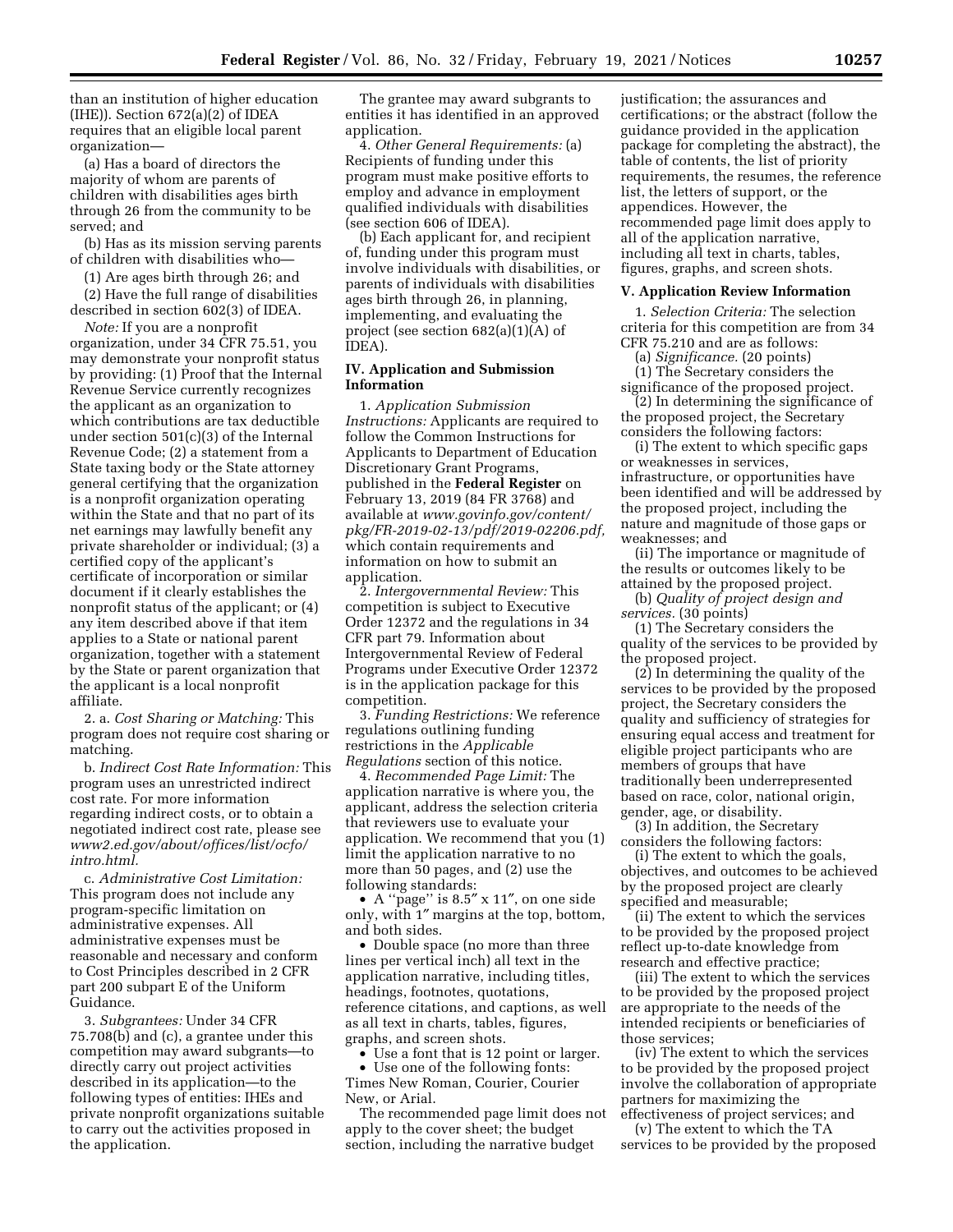than an institution of higher education (IHE)). Section 672(a)(2) of IDEA requires that an eligible local parent organization—

(a) Has a board of directors the majority of whom are parents of children with disabilities ages birth through 26 from the community to be served; and

(b) Has as its mission serving parents of children with disabilities who—

(1) Are ages birth through 26; and

(2) Have the full range of disabilities described in section 602(3) of IDEA.

*Note:* If you are a nonprofit organization, under 34 CFR 75.51, you may demonstrate your nonprofit status by providing: (1) Proof that the Internal Revenue Service currently recognizes the applicant as an organization to which contributions are tax deductible under section 501(c)(3) of the Internal Revenue Code; (2) a statement from a State taxing body or the State attorney general certifying that the organization is a nonprofit organization operating within the State and that no part of its net earnings may lawfully benefit any private shareholder or individual; (3) a certified copy of the applicant's certificate of incorporation or similar document if it clearly establishes the nonprofit status of the applicant; or (4) any item described above if that item applies to a State or national parent organization, together with a statement by the State or parent organization that the applicant is a local nonprofit affiliate.

2. a. *Cost Sharing or Matching:* This program does not require cost sharing or matching.

b. *Indirect Cost Rate Information:* This program uses an unrestricted indirect cost rate. For more information regarding indirect costs, or to obtain a negotiated indirect cost rate, please see *www2.ed.gov/about/offices/list/ocfo/intro.html.*

c. *Administrative Cost Limitation:* This program does not include any program-specific limitation on administrative expenses. All administrative expenses must be reasonable and necessary and conform to Cost Principles described in 2 CFR part 200 subpart E of the Uniform Guidance.

3. *Subgrantees:* Under 34 CFR 75.708(b) and (c), a grantee under this competition may award subgrants—to directly carry out project activities described in its application—to the following types of entities: IHEs and private nonprofit organizations suitable to carry out the activities proposed in the application.

The grantee may award subgrants to entities it has identified in an approved application.

4. *Other General Requirements:* (a) Recipients of funding under this program must make positive efforts to employ and advance in employment qualified individuals with disabilities (see section 606 of IDEA).

(b) Each applicant for, and recipient of, funding under this program must involve individuals with disabilities, or parents of individuals with disabilities ages birth through 26, in planning, implementing, and evaluating the project (see section 682(a)(1)(A) of IDEA).

## IV. Application and Submission Information

1. *Application Submission Instructions:* Applicants are required to follow the Common Instructions for Applicants to Department of Education Discretionary Grant Programs, published in the **Federal Register** on February 13, 2019 (84 FR 3768) and available at *www.govinfo.gov/content/pkg/FR-2019-02-13/pdf/2019-02206.pdf,* which contain requirements and information on how to submit an application.

2. *Intergovernmental Review:* This competition is subject to Executive Order 12372 and the regulations in 34 CFR part 79. Information about Intergovernmental Review of Federal Programs under Executive Order 12372 is in the application package for this competition.

3. *Funding Restrictions:* We reference regulations outlining funding restrictions in the *Applicable Regulations* section of this notice.

4. *Recommended Page Limit:* The application narrative is where you, the applicant, address the selection criteria that reviewers use to evaluate your application. We recommend that you (1) limit the application narrative to no more than 50 pages, and (2) use the following standards:

- A "page" is 8.5″ x 11″, on one side only, with 1″ margins at the top, bottom, and both sides.
- Double space (no more than three lines per vertical inch) all text in the application narrative, including titles, headings, footnotes, quotations, reference citations, and captions, as well as all text in charts, tables, figures, graphs, and screen shots.
- Use a font that is 12 point or larger.
- Use one of the following fonts: Times New Roman, Courier, Courier New, or Arial.

The recommended page limit does not apply to the cover sheet; the budget section, including the narrative budget justification; the assurances and certifications; or the abstract (follow the guidance provided in the application package for completing the abstract), the table of contents, the list of priority requirements, the resumes, the reference list, the letters of support, or the appendices. However, the recommended page limit does apply to all of the application narrative, including all text in charts, tables, figures, graphs, and screen shots.

## V. Application Review Information

1. *Selection Criteria:* The selection criteria for this competition are from 34 CFR 75.210 and are as follows:

(a) *Significance.* (20 points)

(1) The Secretary considers the significance of the proposed project.

(2) In determining the significance of the proposed project, the Secretary considers the following factors:

(i) The extent to which specific gaps or weaknesses in services, infrastructure, or opportunities have been identified and will be addressed by the proposed project, including the nature and magnitude of those gaps or weaknesses; and

(ii) The importance or magnitude of the results or outcomes likely to be attained by the proposed project.

(b) *Quality of project design and services.* (30 points)

(1) The Secretary considers the quality of the services to be provided by the proposed project.

(2) In determining the quality of the services to be provided by the proposed project, the Secretary considers the quality and sufficiency of strategies for ensuring equal access and treatment for eligible project participants who are members of groups that have traditionally been underrepresented based on race, color, national origin, gender, age, or disability.

(3) In addition, the Secretary considers the following factors:

(i) The extent to which the goals, objectives, and outcomes to be achieved by the proposed project are clearly specified and measurable;

(ii) The extent to which the services to be provided by the proposed project reflect up-to-date knowledge from research and effective practice;

(iii) The extent to which the services to be provided by the proposed project are appropriate to the needs of the intended recipients or beneficiaries of those services;

(iv) The extent to which the services to be provided by the proposed project involve the collaboration of appropriate partners for maximizing the effectiveness of project services; and

(v) The extent to which the TA services to be provided by the proposed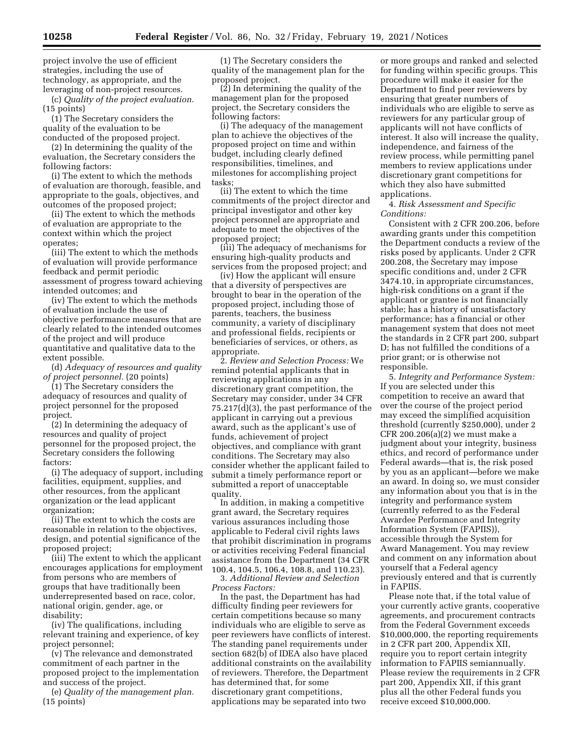project involve the use of efficient strategies, including the use of technology, as appropriate, and the leveraging of non-project resources.

(c) *Quality of the project evaluation.* (15 points)

(1) The Secretary considers the quality of the evaluation to be conducted of the proposed project.

(2) In determining the quality of the evaluation, the Secretary considers the following factors:

(i) The extent to which the methods of evaluation are thorough, feasible, and appropriate to the goals, objectives, and outcomes of the proposed project;

(ii) The extent to which the methods of evaluation are appropriate to the context within which the project operates;

(iii) The extent to which the methods of evaluation will provide performance feedback and permit periodic assessment of progress toward achieving intended outcomes; and

(iv) The extent to which the methods of evaluation include the use of objective performance measures that are clearly related to the intended outcomes of the project and will produce quantitative and qualitative data to the extent possible.

(d) *Adequacy of resources and quality of project personnel.* (20 points)

(1) The Secretary considers the adequacy of resources and quality of project personnel for the proposed project.

(2) In determining the adequacy of resources and quality of project personnel for the proposed project, the Secretary considers the following factors:

(i) The adequacy of support, including facilities, equipment, supplies, and other resources, from the applicant organization or the lead applicant organization;

(ii) The extent to which the costs are reasonable in relation to the objectives, design, and potential significance of the proposed project;

(iii) The extent to which the applicant encourages applications for employment from persons who are members of groups that have traditionally been underrepresented based on race, color, national origin, gender, age, or disability;

(iv) The qualifications, including relevant training and experience, of key project personnel;

(v) The relevance and demonstrated commitment of each partner in the proposed project to the implementation and success of the project.

(e) *Quality of the management plan.* (15 points)

(1) The Secretary considers the quality of the management plan for the proposed project.

(2) In determining the quality of the management plan for the proposed project, the Secretary considers the following factors:

(i) The adequacy of the management plan to achieve the objectives of the proposed project on time and within budget, including clearly defined responsibilities, timelines, and milestones for accomplishing project tasks;

(ii) The extent to which the time commitments of the project director and principal investigator and other key project personnel are appropriate and adequate to meet the objectives of the proposed project;

(iii) The adequacy of mechanisms for ensuring high-quality products and services from the proposed project; and

(iv) How the applicant will ensure that a diversity of perspectives are brought to bear in the operation of the proposed project, including those of parents, teachers, the business community, a variety of disciplinary and professional fields, recipients or beneficiaries of services, or others, as appropriate.

2. *Review and Selection Process:* We remind potential applicants that in reviewing applications in any discretionary grant competition, the Secretary may consider, under 34 CFR 75.217(d)(3), the past performance of the applicant in carrying out a previous award, such as the applicant's use of funds, achievement of project objectives, and compliance with grant conditions. The Secretary may also consider whether the applicant failed to submit a timely performance report or submitted a report of unacceptable quality.

In addition, in making a competitive grant award, the Secretary requires various assurances including those applicable to Federal civil rights laws that prohibit discrimination in programs or activities receiving Federal financial assistance from the Department (34 CFR 100.4, 104.5, 106.4, 108.8, and 110.23).

3. *Additional Review and Selection Process Factors:*

In the past, the Department has had difficulty finding peer reviewers for certain competitions because so many individuals who are eligible to serve as peer reviewers have conflicts of interest. The standing panel requirements under section 682(b) of IDEA also have placed additional constraints on the availability of reviewers. Therefore, the Department has determined that, for some discretionary grant competitions, applications may be separated into two or more groups and ranked and selected for funding within specific groups. This procedure will make it easier for the Department to find peer reviewers by ensuring that greater numbers of individuals who are eligible to serve as reviewers for any particular group of applicants will not have conflicts of interest. It also will increase the quality, independence, and fairness of the review process, while permitting panel members to review applications under discretionary grant competitions for which they also have submitted applications.

4. *Risk Assessment and Specific Conditions:*

Consistent with 2 CFR 200.206, before awarding grants under this competition the Department conducts a review of the risks posed by applicants. Under 2 CFR 200.208, the Secretary may impose specific conditions and, under 2 CFR 3474.10, in appropriate circumstances, high-risk conditions on a grant if the applicant or grantee is not financially stable; has a history of unsatisfactory performance; has a financial or other management system that does not meet the standards in 2 CFR part 200, subpart D; has not fulfilled the conditions of a prior grant; or is otherwise not responsible.

5. *Integrity and Performance System:* If you are selected under this competition to receive an award that over the course of the project period may exceed the simplified acquisition threshold (currently $250,000), under 2 CFR 200.206(a)(2) we must make a judgment about your integrity, business ethics, and record of performance under Federal awards—that is, the risk posed by you as an applicant—before we make an award. In doing so, we must consider any information about you that is in the integrity and performance system (currently referred to as the Federal Awardee Performance and Integrity Information System (FAPIIS)), accessible through the System for Award Management. You may review and comment on any information about yourself that a Federal agency previously entered and that is currently in FAPIIS.

Please note that, if the total value of your currently active grants, cooperative agreements, and procurement contracts from the Federal Government exceeds $10,000,000, the reporting requirements in 2 CFR part 200, Appendix XII, require you to report certain integrity information to FAPIIS semiannually. Please review the requirements in 2 CFR part 200, Appendix XII, if this grant plus all the other Federal funds you receive exceed $10,000,000.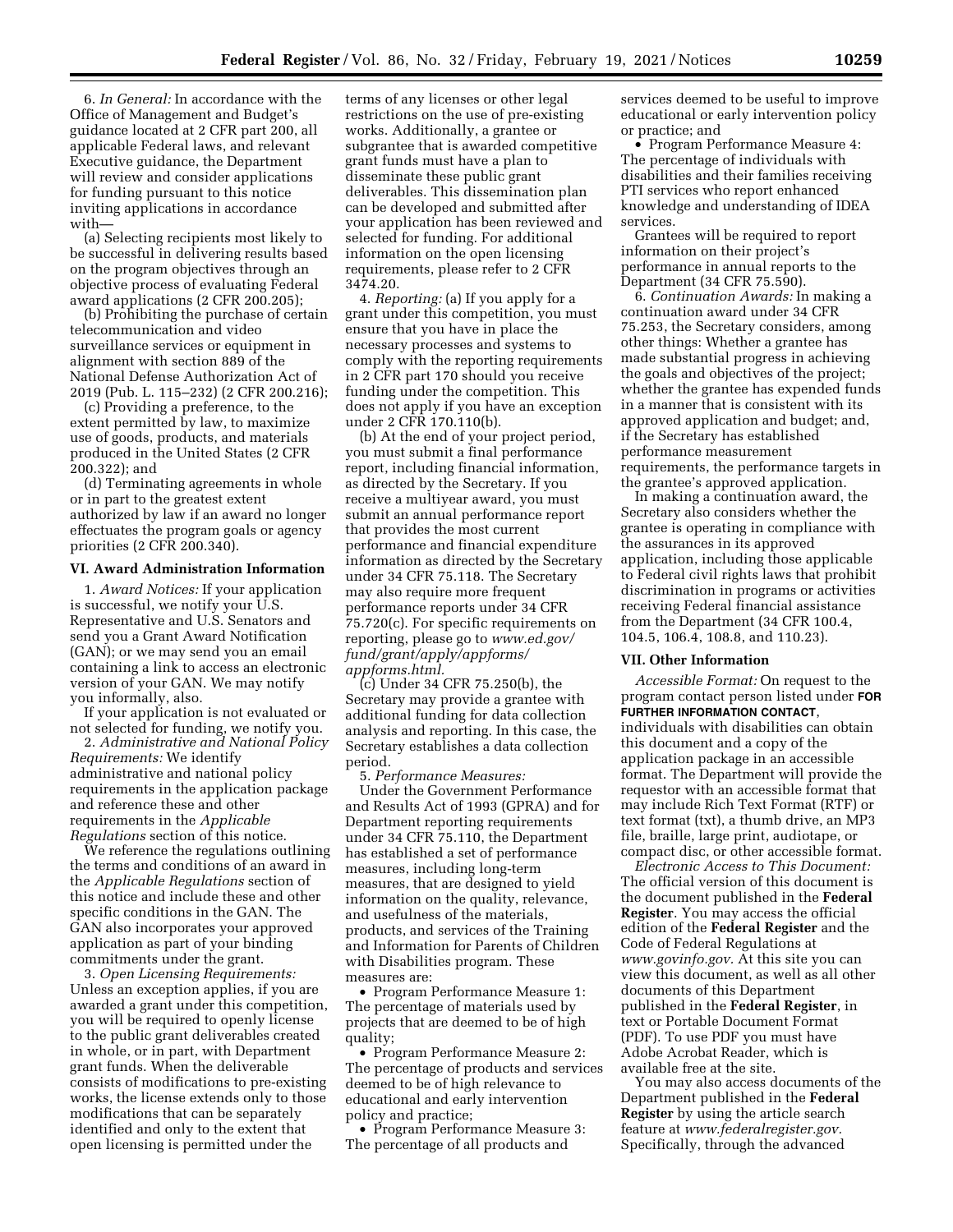6. *In General:* In accordance with the Office of Management and Budget's guidance located at 2 CFR part 200, all applicable Federal laws, and relevant Executive guidance, the Department will review and consider applications for funding pursuant to this notice inviting applications in accordance with—

(a) Selecting recipients most likely to be successful in delivering results based on the program objectives through an objective process of evaluating Federal award applications (2 CFR 200.205);

(b) Prohibiting the purchase of certain telecommunication and video surveillance services or equipment in alignment with section 889 of the National Defense Authorization Act of 2019 (Pub. L. 115–232) (2 CFR 200.216);

(c) Providing a preference, to the extent permitted by law, to maximize use of goods, products, and materials produced in the United States (2 CFR 200.322); and

(d) Terminating agreements in whole or in part to the greatest extent authorized by law if an award no longer effectuates the program goals or agency priorities (2 CFR 200.340).

## VI. Award Administration Information

1. *Award Notices:* If your application is successful, we notify your U.S. Representative and U.S. Senators and send you a Grant Award Notification (GAN); or we may send you an email containing a link to access an electronic version of your GAN. We may notify you informally, also.

If your application is not evaluated or not selected for funding, we notify you.

2. *Administrative and National Policy Requirements:* We identify administrative and national policy requirements in the application package and reference these and other requirements in the *Applicable Regulations* section of this notice.

We reference the regulations outlining the terms and conditions of an award in the *Applicable Regulations* section of this notice and include these and other specific conditions in the GAN. The GAN also incorporates your approved application as part of your binding commitments under the grant.

3. *Open Licensing Requirements:* Unless an exception applies, if you are awarded a grant under this competition, you will be required to openly license to the public grant deliverables created in whole, or in part, with Department grant funds. When the deliverable consists of modifications to pre-existing works, the license extends only to those modifications that can be separately identified and only to the extent that open licensing is permitted under the terms of any licenses or other legal restrictions on the use of pre-existing works. Additionally, a grantee or subgrantee that is awarded competitive grant funds must have a plan to disseminate these public grant deliverables. This dissemination plan can be developed and submitted after your application has been reviewed and selected for funding. For additional information on the open licensing requirements, please refer to 2 CFR 3474.20.

4. *Reporting:* (a) If you apply for a grant under this competition, you must ensure that you have in place the necessary processes and systems to comply with the reporting requirements in 2 CFR part 170 should you receive funding under the competition. This does not apply if you have an exception under 2 CFR 170.110(b).

(b) At the end of your project period, you must submit a final performance report, including financial information, as directed by the Secretary. If you receive a multiyear award, you must submit an annual performance report that provides the most current performance and financial expenditure information as directed by the Secretary under 34 CFR 75.118. The Secretary may also require more frequent performance reports under 34 CFR 75.720(c). For specific requirements on reporting, please go to *www.ed.gov/fund/grant/apply/appforms/appforms.html*.

(c) Under 34 CFR 75.250(b), the Secretary may provide a grantee with additional funding for data collection analysis and reporting. In this case, the Secretary establishes a data collection period.

5. *Performance Measures:*

Under the Government Performance and Results Act of 1993 (GPRA) and for Department reporting requirements under 34 CFR 75.110, the Department has established a set of performance measures, including long-term measures, that are designed to yield information on the quality, relevance, and usefulness of the materials, products, and services of the Training and Information for Parents of Children with Disabilities program. These measures are:

- Program Performance Measure 1: The percentage of materials used by projects that are deemed to be of high quality;
- Program Performance Measure 2: The percentage of products and services deemed to be of high relevance to educational and early intervention policy and practice;
- Program Performance Measure 3: The percentage of all products and services deemed to be useful to improve educational or early intervention policy or practice; and
- Program Performance Measure 4: The percentage of individuals with disabilities and their families receiving PTI services who report enhanced knowledge and understanding of IDEA services.

Grantees will be required to report information on their project's performance in annual reports to the Department (34 CFR 75.590).

6. *Continuation Awards:* In making a continuation award under 34 CFR 75.253, the Secretary considers, among other things: Whether a grantee has made substantial progress in achieving the goals and objectives of the project; whether the grantee has expended funds in a manner that is consistent with its approved application and budget; and, if the Secretary has established performance measurement requirements, the performance targets in the grantee's approved application.

In making a continuation award, the Secretary also considers whether the grantee is operating in compliance with the assurances in its approved application, including those applicable to Federal civil rights laws that prohibit discrimination in programs or activities receiving Federal financial assistance from the Department (34 CFR 100.4, 104.5, 106.4, 108.8, and 110.23).

## VII. Other Information

*Accessible Format:* On request to the program contact person listed under **FOR FURTHER INFORMATION CONTACT**, individuals with disabilities can obtain this document and a copy of the application package in an accessible format. The Department will provide the requestor with an accessible format that may include Rich Text Format (RTF) or text format (txt), a thumb drive, an MP3 file, braille, large print, audiotape, or compact disc, or other accessible format.

*Electronic Access to This Document:* The official version of this document is the document published in the **Federal Register**. You may access the official edition of the **Federal Register** and the Code of Federal Regulations at *www.govinfo.gov*. At this site you can view this document, as well as all other documents of this Department published in the **Federal Register**, in text or Portable Document Format (PDF). To use PDF you must have Adobe Acrobat Reader, which is available free at the site.

You may also access documents of the Department published in the **Federal Register** by using the article search feature at *www.federalregister.gov*. Specifically, through the advanced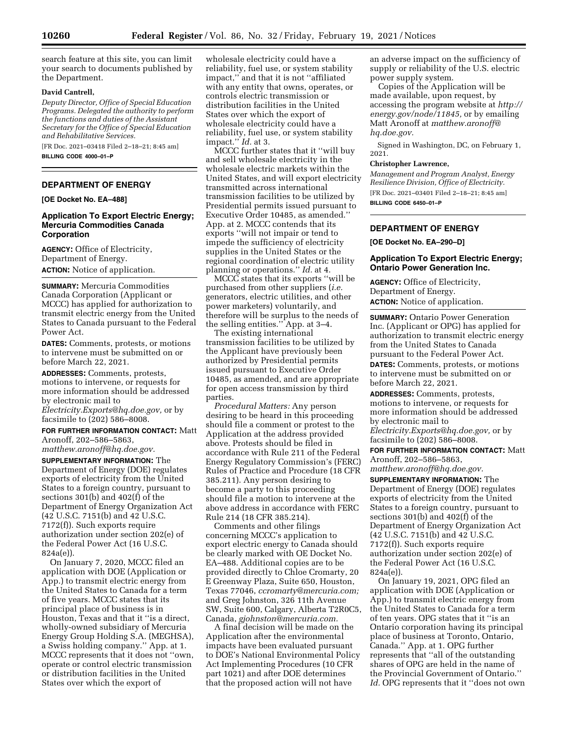search feature at this site, you can limit your search to documents published by the Department.

**David Cantrell,**

*Deputy Director, Office of Special Education Programs. Delegated the authority to perform the functions and duties of the Assistant Secretary for the Office of Special Education and Rehabilitative Services.*

[FR Doc. 2021–03418 Filed 2–18–21; 8:45 am]

**BILLING CODE 4000–01–P**

## DEPARTMENT OF ENERGY

**[OE Docket No. EA–488]**

### Application To Export Electric Energy; Mercuria Commodities Canada Corporation

**AGENCY:** Office of Electricity, Department of Energy.

**ACTION:** Notice of application.

**SUMMARY:** Mercuria Commodities Canada Corporation (Applicant or MCCC) has applied for authorization to transmit electric energy from the United States to Canada pursuant to the Federal Power Act.

**DATES:** Comments, protests, or motions to intervene must be submitted on or before March 22, 2021.

**ADDRESSES:** Comments, protests, motions to intervene, or requests for more information should be addressed by electronic mail to *Electricity.Exports@hq.doe.gov,* or by facsimile to (202) 586–8008.

**FOR FURTHER INFORMATION CONTACT:** Matt Aronoff, 202–586–5863, *matthew.aronoff@hq.doe.gov.*

**SUPPLEMENTARY INFORMATION:** The Department of Energy (DOE) regulates exports of electricity from the United States to a foreign country, pursuant to sections 301(b) and 402(f) of the Department of Energy Organization Act (42 U.S.C. 7151(b) and 42 U.S.C. 7172(f)). Such exports require authorization under section 202(e) of the Federal Power Act (16 U.S.C. 824a(e)).

On January 7, 2020, MCCC filed an application with DOE (Application or App.) to transmit electric energy from the United States to Canada for a term of five years. MCCC states that its principal place of business is in Houston, Texas and that it ''is a direct, wholly-owned subsidiary of Mercuria Energy Group Holding S.A. (MEGHSA), a Swiss holding company.'' App. at 1. MCCC represents that it does not ''own, operate or control electric transmission or distribution facilities in the United States over which the export of wholesale electricity could have a reliability, fuel use, or system stability impact,'' and that it is not ''affiliated with any entity that owns, operates, or controls electric transmission or distribution facilities in the United States over which the export of wholesale electricity could have a reliability, fuel use, or system stability impact.'' *Id.* at 3.

MCCC further states that it ''will buy and sell wholesale electricity in the wholesale electric markets within the United States, and will export electricity transmitted across international transmission facilities to be utilized by Presidential permits issued pursuant to Executive Order 10485, as amended.'' App. at 2. MCCC contends that its exports ''will not impair or tend to impede the sufficiency of electricity supplies in the United States or the regional coordination of electric utility planning or operations.'' *Id.* at 4.

MCCC states that its exports ''will be purchased from other suppliers (*i.e.* generators, electric utilities, and other power marketers) voluntarily, and therefore will be surplus to the needs of the selling entities.'' App. at 3–4.

The existing international transmission facilities to be utilized by the Applicant have previously been authorized by Presidential permits issued pursuant to Executive Order 10485, as amended, and are appropriate for open access transmission by third parties.

*Procedural Matters:* Any person desiring to be heard in this proceeding should file a comment or protest to the Application at the address provided above. Protests should be filed in accordance with Rule 211 of the Federal Energy Regulatory Commission's (FERC) Rules of Practice and Procedure (18 CFR 385.211). Any person desiring to become a party to this proceeding should file a motion to intervene at the above address in accordance with FERC Rule 214 (18 CFR 385.214).

Comments and other filings concerning MCCC's application to export electric energy to Canada should be clearly marked with OE Docket No. EA–488. Additional copies are to be provided directly to Chloe Cromarty, 20 E Greenway Plaza, Suite 650, Houston, Texas 77046, *ccromarty@mercuria.com;* and Greg Johnston, 326 11th Avenue SW, Suite 600, Calgary, Alberta T2R0C5, Canada, *gjohnston@mercuria.com.*

A final decision will be made on the Application after the environmental impacts have been evaluated pursuant to DOE's National Environmental Policy Act Implementing Procedures (10 CFR part 1021) and after DOE determines that the proposed action will not have an adverse impact on the sufficiency of supply or reliability of the U.S. electric power supply system.

Copies of the Application will be made available, upon request, by accessing the program website at *http://energy.gov/node/11845,* or by emailing Matt Aronoff at *matthew.aronoff@hq.doe.gov.*

Signed in Washington, DC, on February 1, 2021.

**Christopher Lawrence,**

*Management and Program Analyst, Energy Resilience Division, Office of Electricity.*

[FR Doc. 2021–03401 Filed 2–18–21; 8:45 am]

**BILLING CODE 6450–01–P**

## DEPARTMENT OF ENERGY

**[OE Docket No. EA–290–D]**

### Application To Export Electric Energy; Ontario Power Generation Inc.

**AGENCY:** Office of Electricity, Department of Energy.

**ACTION:** Notice of application.

**SUMMARY:** Ontario Power Generation Inc. (Applicant or OPG) has applied for authorization to transmit electric energy from the United States to Canada pursuant to the Federal Power Act.

**DATES:** Comments, protests, or motions to intervene must be submitted on or before March 22, 2021.

**ADDRESSES:** Comments, protests, motions to intervene, or requests for more information should be addressed by electronic mail to *Electricity.Exports@hq.doe.gov,* or by facsimile to (202) 586–8008.

**FOR FURTHER INFORMATION CONTACT:** Matt Aronoff, 202–586–5863, *matthew.aronoff@hq.doe.gov.*

**SUPPLEMENTARY INFORMATION:** The Department of Energy (DOE) regulates exports of electricity from the United States to a foreign country, pursuant to sections 301(b) and 402(f) of the Department of Energy Organization Act (42 U.S.C. 7151(b) and 42 U.S.C. 7172(f)). Such exports require authorization under section 202(e) of the Federal Power Act (16 U.S.C. 824a(e)).

On January 19, 2021, OPG filed an application with DOE (Application or App.) to transmit electric energy from the United States to Canada for a term of ten years. OPG states that it ''is an Ontario corporation having its principal place of business at Toronto, Ontario, Canada.'' App. at 1. OPG further represents that ''all of the outstanding shares of OPG are held in the name of the Provincial Government of Ontario.'' *Id.* OPG represents that it ''does not own